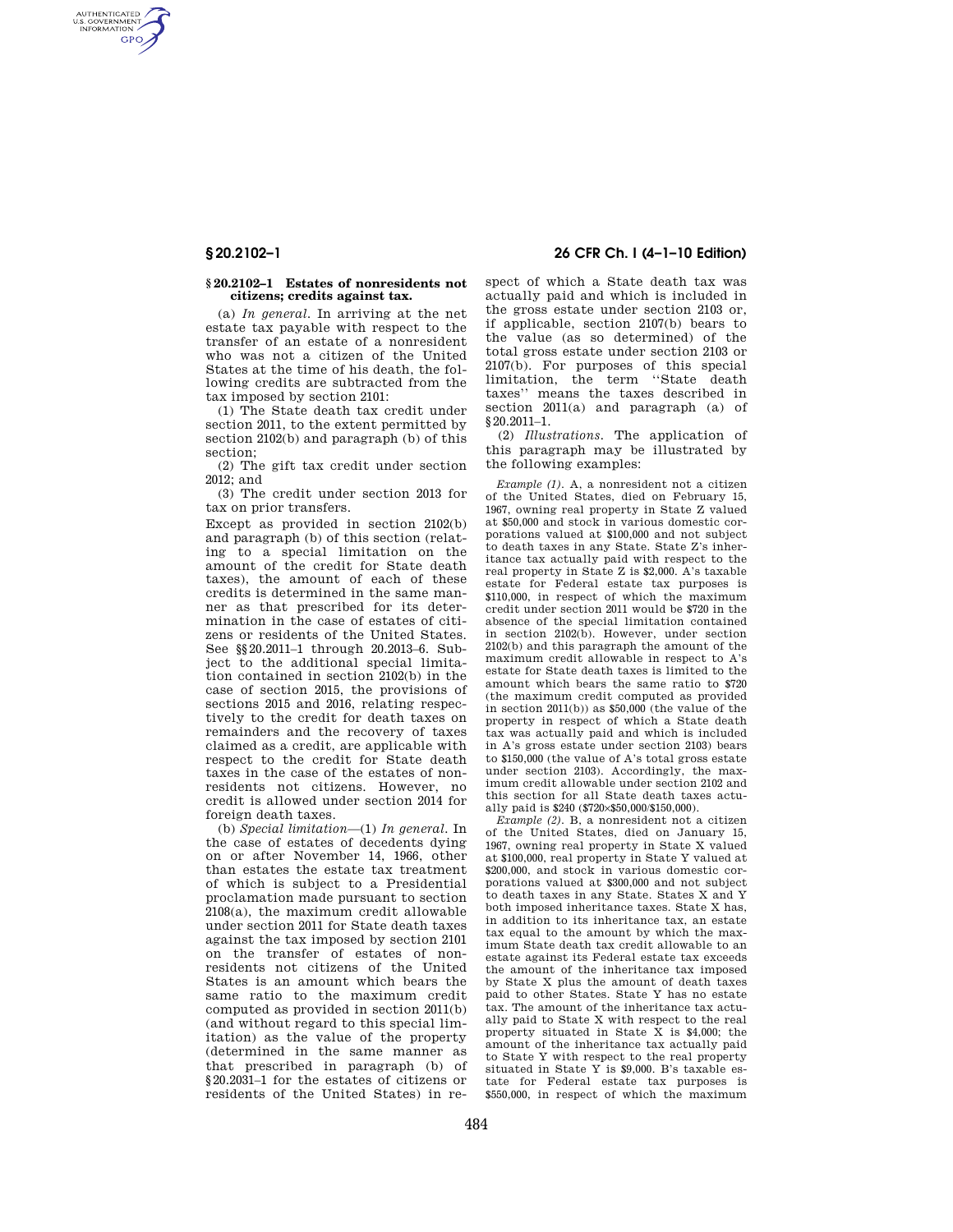## § 20.2102–1 Estates of nonresidents not citizens; credits against tax.

(a) *In general.* In arriving at the net estate tax payable with respect to the transfer of an estate of a nonresident who was not a citizen of the United States at the time of his death, the following credits are subtracted from the tax imposed by section 2101:

(1) The State death tax credit under section 2011, to the extent permitted by section 2102(b) and paragraph (b) of this section;

(2) The gift tax credit under section 2012; and

(3) The credit under section 2013 for tax on prior transfers.

Except as provided in section 2102(b) and paragraph (b) of this section (relating to a special limitation on the amount of the credit for State death taxes), the amount of each of these credits is determined in the same manner as that prescribed for its determination in the case of estates of citizens or residents of the United States. See §§ 20.2011–1 through 20.2013–6. Subject to the additional special limitation contained in section 2102(b) in the case of section 2015, the provisions of sections 2015 and 2016, relating respectively to the credit for death taxes on remainders and the recovery of taxes claimed as a credit, are applicable with respect to the credit for State death taxes in the case of the estates of nonresidents not citizens. However, no credit is allowed under section 2014 for foreign death taxes.

(b) *Special limitation*—(1) *In general.* In the case of estates of decedents dying on or after November 14, 1966, other than estates the estate tax treatment of which is subject to a Presidential proclamation made pursuant to section 2108(a), the maximum credit allowable under section 2011 for State death taxes against the tax imposed by section 2101 on the transfer of estates of nonresidents not citizens of the United States is an amount which bears the same ratio to the maximum credit computed as provided in section 2011(b) (and without regard to this special limitation) as the value of the property (determined in the same manner as that prescribed in paragraph (b) of § 20.2031–1 for the estates of citizens or residents of the United States) in respect of which a State death tax was actually paid and which is included in the gross estate under section 2103 or, if applicable, section 2107(b) bears to the value (as so determined) of the total gross estate under section 2103 or 2107(b). For purposes of this special limitation, the term "State death taxes" means the taxes described in section 2011(a) and paragraph (a) of § 20.2011–1.

(2) *Illustrations.* The application of this paragraph may be illustrated by the following examples:

*Example (1).* A, a nonresident not a citizen of the United States, died on February 15, 1967, owning real property in State Z valued at $50,000 and stock in various domestic corporations valued at $100,000 and not subject to death taxes in any State. State Z's inheritance tax actually paid with respect to the real property in State Z is $2,000. A's taxable estate for Federal estate tax purposes is $110,000, in respect of which the maximum credit under section 2011 would be $720 in the absence of the special limitation contained in section 2102(b). However, under section 2102(b) and this paragraph the amount of the maximum credit allowable in respect to A's estate for State death taxes is limited to the amount which bears the same ratio to $720 (the maximum credit computed as provided in section 2011(b)) as $50,000 (the value of the property in respect of which a State death tax was actually paid and which is included in A's gross estate under section 2103) bears to $150,000 (the value of A's total gross estate under section 2103). Accordingly, the maximum credit allowable under section 2102 and this section for all State death taxes actually paid is $240 ($720×$50,000/$150,000).

*Example (2).* B, a nonresident not a citizen of the United States, died on January 15, 1967, owning real property in State X valued at $100,000, real property in State Y valued at $200,000, and stock in various domestic corporations valued at $300,000 and not subject to death taxes in any State. States X and Y both imposed inheritance taxes. State X has, in addition to its inheritance tax, an estate tax equal to the amount by which the maximum State death tax credit allowable to an estate against its Federal estate tax exceeds the amount of the inheritance tax imposed by State X plus the amount of death taxes paid to other States. State Y has no estate tax. The amount of the inheritance tax actually paid to State X with respect to the real property situated in State X is $4,000; the amount of the inheritance tax actually paid to State Y with respect to the real property situated in State Y is $9,000. B's taxable estate for Federal estate tax purposes is $550,000, in respect of which the maximum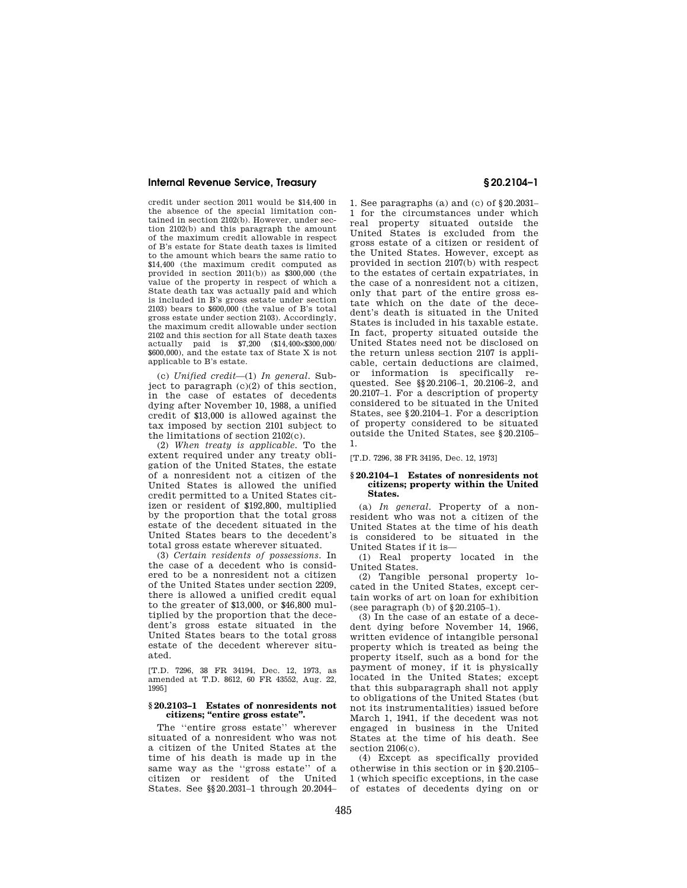credit under section 2011 would be $14,400 in the absence of the special limitation contained in section 2102(b). However, under section 2102(b) and this paragraph the amount of the maximum credit allowable in respect of B's estate for State death taxes is limited to the amount which bears the same ratio to $14,400 (the maximum credit computed as provided in section 2011(b)) as $300,000 (the value of the property in respect of which a State death tax was actually paid and which is included in B's gross estate under section 2103) bears to $600,000 (the value of B's total gross estate under section 2103). Accordingly, the maximum credit allowable under section 2102 and this section for all State death taxes actually paid is $7,200 ($14,400×$300,000/$600,000), and the estate tax of State X is not applicable to B's estate.

(c) *Unified credit*—(1) *In general.* Subject to paragraph (c)(2) of this section, in the case of estates of decedents dying after November 10, 1988, a unified credit of $13,000 is allowed against the tax imposed by section 2101 subject to the limitations of section 2102(c).

(2) *When treaty is applicable.* To the extent required under any treaty obligation of the United States, the estate of a nonresident not a citizen of the United States is allowed the unified credit permitted to a United States citizen or resident of $192,800, multiplied by the proportion that the total gross estate of the decedent situated in the United States bears to the decedent's total gross estate wherever situated.

(3) *Certain residents of possessions.* In the case of a decedent who is considered to be a nonresident not a citizen of the United States under section 2209, there is allowed a unified credit equal to the greater of $13,000, or $46,800 multiplied by the proportion that the decedent's gross estate situated in the United States bears to the total gross estate of the decedent wherever situated.

[T.D. 7296, 38 FR 34194, Dec. 12, 1973, as amended at T.D. 8612, 60 FR 43552, Aug. 22, 1995]

### § 20.2103–1 Estates of nonresidents not citizens; "entire gross estate".

The "entire gross estate" wherever situated of a nonresident who was not a citizen of the United States at the time of his death is made up in the same way as the "gross estate" of a citizen or resident of the United States. See §§ 20.2031–1 through 20.2044–1. See paragraphs (a) and (c) of § 20.2031–1 for the circumstances under which real property situated outside the United States is excluded from the gross estate of a citizen or resident of the United States. However, except as provided in section 2107(b) with respect to the estates of certain expatriates, in the case of a nonresident not a citizen, only that part of the entire gross estate which on the date of the decedent's death is situated in the United States is included in his taxable estate. In fact, property situated outside the United States need not be disclosed on the return unless section 2107 is applicable, certain deductions are claimed, or information is specifically requested. See §§ 20.2106–1, 20.2106–2, and 20.2107–1. For a description of property considered to be situated in the United States, see § 20.2104–1. For a description of property considered to be situated outside the United States, see § 20.2105–1.

[T.D. 7296, 38 FR 34195, Dec. 12, 1973]

### § 20.2104–1 Estates of nonresidents not citizens; property within the United States.

(a) *In general.* Property of a nonresident who was not a citizen of the United States at the time of his death is considered to be situated in the United States if it is—

(1) Real property located in the United States.

(2) Tangible personal property located in the United States, except certain works of art on loan for exhibition (see paragraph (b) of § 20.2105–1).

(3) In the case of an estate of a decedent dying before November 14, 1966, written evidence of intangible personal property which is treated as being the property itself, such as a bond for the payment of money, if it is physically located in the United States; except that this subparagraph shall not apply to obligations of the United States (but not its instrumentalities) issued before March 1, 1941, if the decedent was not engaged in business in the United States at the time of his death. See section 2106(c).

(4) Except as specifically provided otherwise in this section or in § 20.2105–1 (which specific exceptions, in the case of estates of decedents dying on or